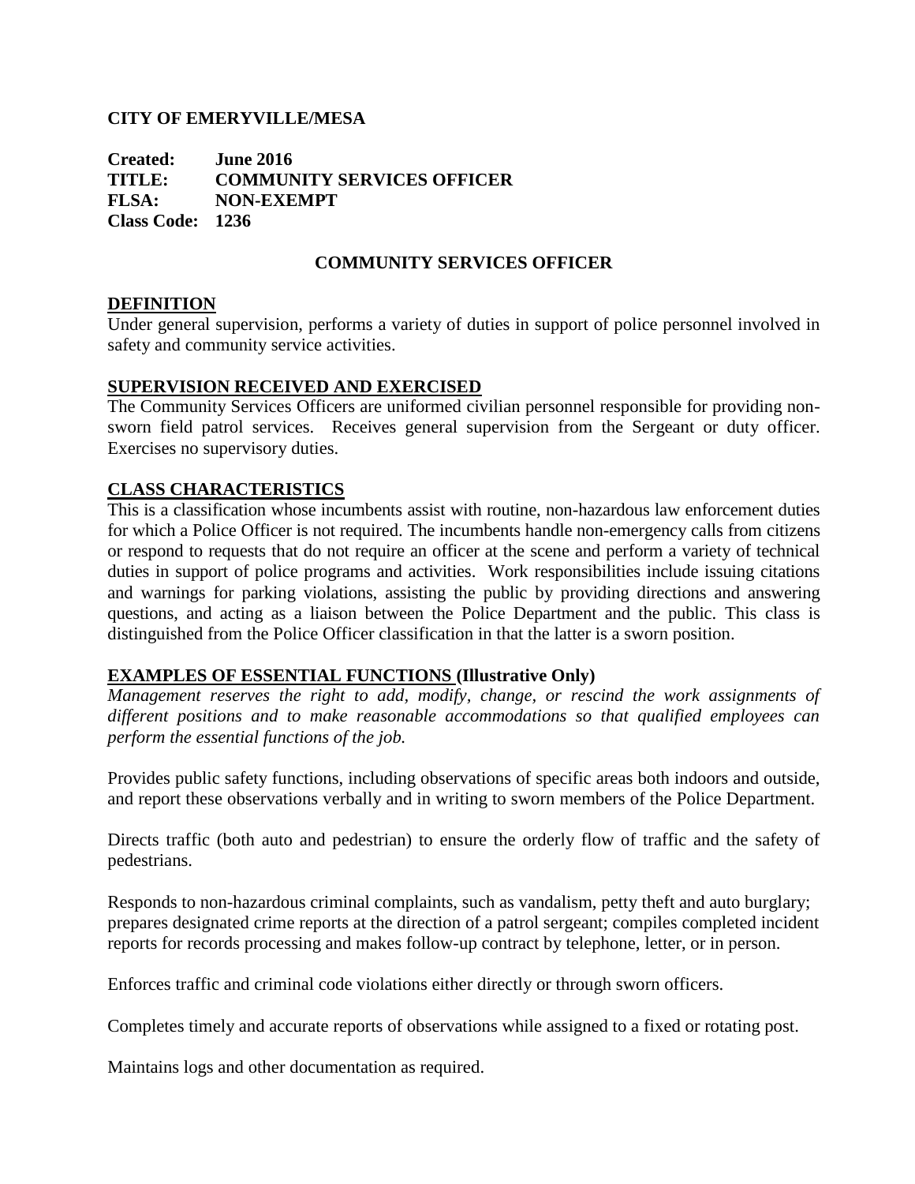**CITY OF EMERYVILLE/MESA**

**Created:** **June 2016**
**TITLE:** **COMMUNITY SERVICES OFFICER**
**FLSA:** **NON-EXEMPT**
**Class Code:** **1236**

# COMMUNITY SERVICES OFFICER

## DEFINITION

Under general supervision, performs a variety of duties in support of police personnel involved in safety and community service activities.

## SUPERVISION RECEIVED AND EXERCISED

The Community Services Officers are uniformed civilian personnel responsible for providing non-sworn field patrol services. Receives general supervision from the Sergeant or duty officer. Exercises no supervisory duties.

## CLASS CHARACTERISTICS

This is a classification whose incumbents assist with routine, non-hazardous law enforcement duties for which a Police Officer is not required. The incumbents handle non-emergency calls from citizens or respond to requests that do not require an officer at the scene and perform a variety of technical duties in support of police programs and activities. Work responsibilities include issuing citations and warnings for parking violations, assisting the public by providing directions and answering questions, and acting as a liaison between the Police Department and the public. This class is distinguished from the Police Officer classification in that the latter is a sworn position.

## EXAMPLES OF ESSENTIAL FUNCTIONS (Illustrative Only)

*Management reserves the right to add, modify, change, or rescind the work assignments of different positions and to make reasonable accommodations so that qualified employees can perform the essential functions of the job.*

Provides public safety functions, including observations of specific areas both indoors and outside, and report these observations verbally and in writing to sworn members of the Police Department.

Directs traffic (both auto and pedestrian) to ensure the orderly flow of traffic and the safety of pedestrians.

Responds to non-hazardous criminal complaints, such as vandalism, petty theft and auto burglary; prepares designated crime reports at the direction of a patrol sergeant; compiles completed incident reports for records processing and makes follow-up contract by telephone, letter, or in person.

Enforces traffic and criminal code violations either directly or through sworn officers.

Completes timely and accurate reports of observations while assigned to a fixed or rotating post.

Maintains logs and other documentation as required.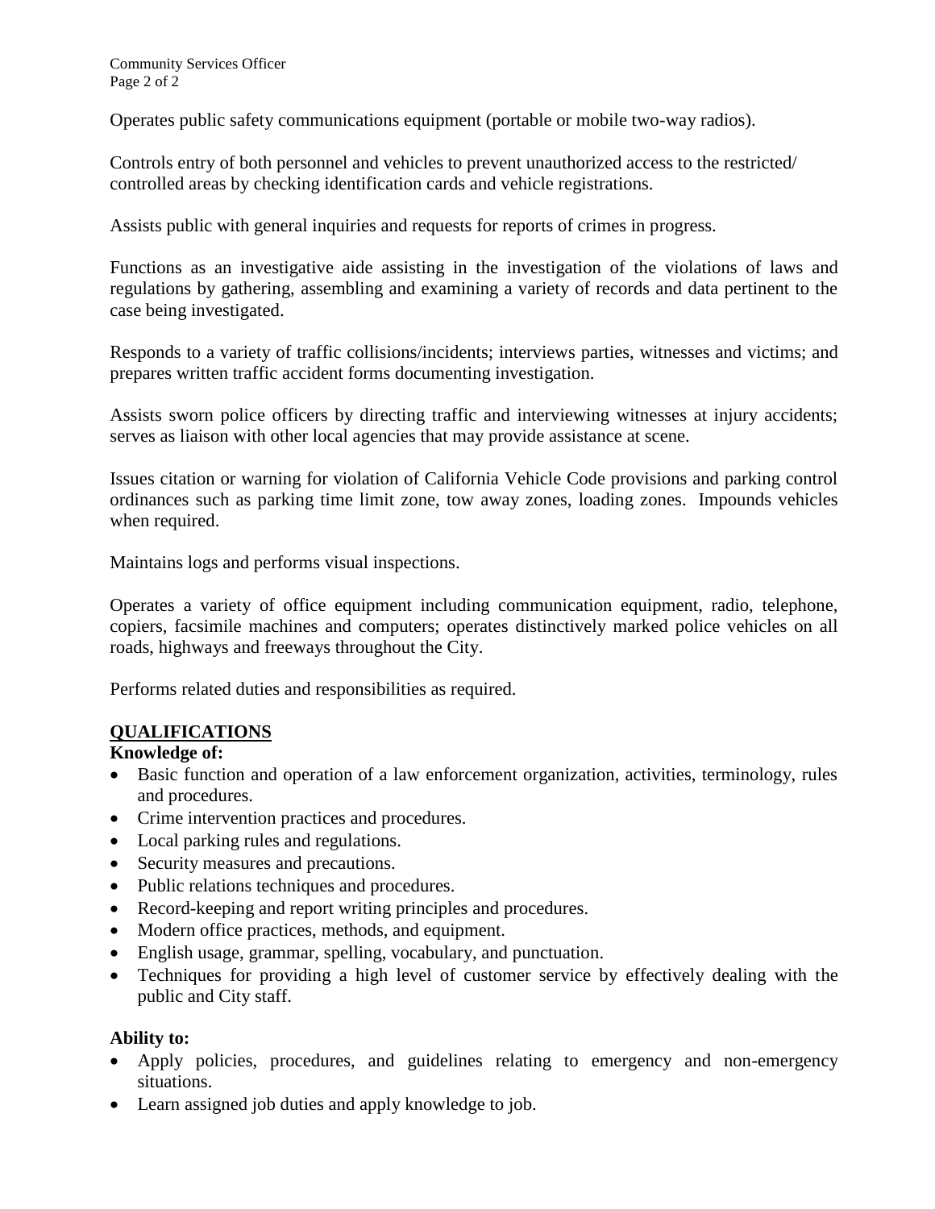Operates public safety communications equipment (portable or mobile two-way radios).

Controls entry of both personnel and vehicles to prevent unauthorized access to the restricted/ controlled areas by checking identification cards and vehicle registrations.

Assists public with general inquiries and requests for reports of crimes in progress.

Functions as an investigative aide assisting in the investigation of the violations of laws and regulations by gathering, assembling and examining a variety of records and data pertinent to the case being investigated.

Responds to a variety of traffic collisions/incidents; interviews parties, witnesses and victims; and prepares written traffic accident forms documenting investigation.

Assists sworn police officers by directing traffic and interviewing witnesses at injury accidents; serves as liaison with other local agencies that may provide assistance at scene.

Issues citation or warning for violation of California Vehicle Code provisions and parking control ordinances such as parking time limit zone, tow away zones, loading zones. Impounds vehicles when required.

Maintains logs and performs visual inspections.

Operates a variety of office equipment including communication equipment, radio, telephone, copiers, facsimile machines and computers; operates distinctively marked police vehicles on all roads, highways and freeways throughout the City.

Performs related duties and responsibilities as required.

## QUALIFICATIONS

**Knowledge of:**

- Basic function and operation of a law enforcement organization, activities, terminology, rules and procedures.
- Crime intervention practices and procedures.
- Local parking rules and regulations.
- Security measures and precautions.
- Public relations techniques and procedures.
- Record-keeping and report writing principles and procedures.
- Modern office practices, methods, and equipment.
- English usage, grammar, spelling, vocabulary, and punctuation.
- Techniques for providing a high level of customer service by effectively dealing with the public and City staff.

**Ability to:**

- Apply policies, procedures, and guidelines relating to emergency and non-emergency situations.
- Learn assigned job duties and apply knowledge to job.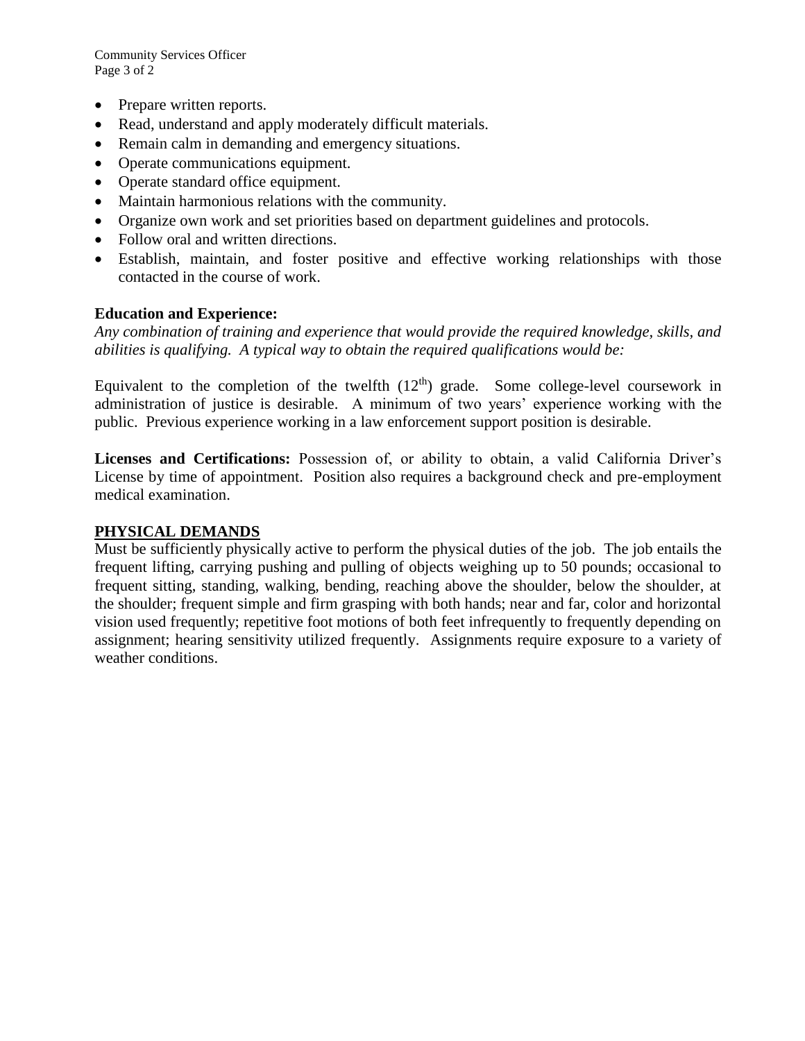- Prepare written reports.
- Read, understand and apply moderately difficult materials.
- Remain calm in demanding and emergency situations.
- Operate communications equipment.
- Operate standard office equipment.
- Maintain harmonious relations with the community.
- Organize own work and set priorities based on department guidelines and protocols.
- Follow oral and written directions.
- Establish, maintain, and foster positive and effective working relationships with those contacted in the course of work.

**Education and Experience:**

*Any combination of training and experience that would provide the required knowledge, skills, and abilities is qualifying. A typical way to obtain the required qualifications would be:*

Equivalent to the completion of the twelfth (12th) grade. Some college-level coursework in administration of justice is desirable. A minimum of two years' experience working with the public. Previous experience working in a law enforcement support position is desirable.

**Licenses and Certifications:** Possession of, or ability to obtain, a valid California Driver's License by time of appointment. Position also requires a background check and pre-employment medical examination.

## PHYSICAL DEMANDS

Must be sufficiently physically active to perform the physical duties of the job. The job entails the frequent lifting, carrying pushing and pulling of objects weighing up to 50 pounds; occasional to frequent sitting, standing, walking, bending, reaching above the shoulder, below the shoulder, at the shoulder; frequent simple and firm grasping with both hands; near and far, color and horizontal vision used frequently; repetitive foot motions of both feet infrequently to frequently depending on assignment; hearing sensitivity utilized frequently. Assignments require exposure to a variety of weather conditions.